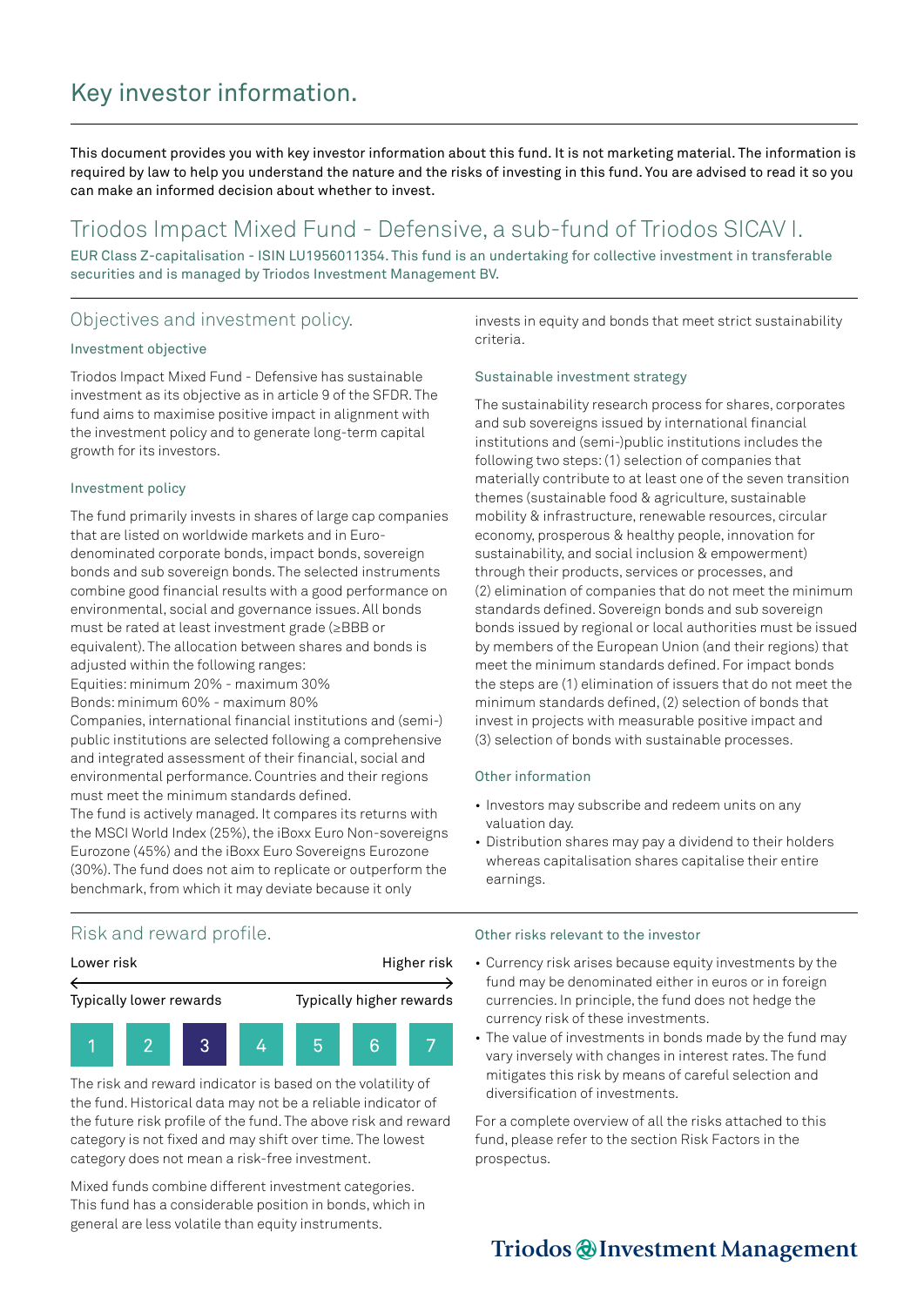# Key investor information.

This document provides you with key investor information about this fund. It is not marketing material. The information is required by law to help you understand the nature and the risks of investing in this fund. You are advised to read it so you can make an informed decision about whether to invest.

## Triodos Impact Mixed Fund - Defensive, a sub-fund of Triodos SICAV I.

EUR Class Z-capitalisation - ISIN LU1956011354. This fund is an undertaking for collective investment in transferable securities and is managed by Triodos Investment Management BV.

## Objectives and investment policy.

### Investment objective

Triodos Impact Mixed Fund - Defensive has sustainable investment as its objective as in article 9 of the SFDR. The fund aims to maximise positive impact in alignment with the investment policy and to generate long-term capital growth for its investors.

### Investment policy

The fund primarily invests in shares of large cap companies that are listed on worldwide markets and in Euro-denominated corporate bonds, impact bonds, sovereign bonds and sub sovereign bonds. The selected instruments combine good financial results with a good performance on environmental, social and governance issues. All bonds must be rated at least investment grade (≥BBB or equivalent). The allocation between shares and bonds is adjusted within the following ranges:
Equities: minimum 20% - maximum 30%
Bonds: minimum 60% - maximum 80%
Companies, international financial institutions and (semi-) public institutions are selected following a comprehensive and integrated assessment of their financial, social and environmental performance. Countries and their regions must meet the minimum standards defined.
The fund is actively managed. It compares its returns with the MSCI World Index (25%), the iBoxx Euro Non-sovereigns Eurozone (45%) and the iBoxx Euro Sovereigns Eurozone (30%). The fund does not aim to replicate or outperform the benchmark, from which it may deviate because it only invests in equity and bonds that meet strict sustainability criteria.

### Sustainable investment strategy

The sustainability research process for shares, corporates and sub sovereigns issued by international financial institutions and (semi-)public institutions includes the following two steps: (1) selection of companies that materially contribute to at least one of the seven transition themes (sustainable food & agriculture, sustainable mobility & infrastructure, renewable resources, circular economy, prosperous & healthy people, innovation for sustainability, and social inclusion & empowerment) through their products, services or processes, and (2) elimination of companies that do not meet the minimum standards defined. Sovereign bonds and sub sovereign bonds issued by regional or local authorities must be issued by members of the European Union (and their regions) that meet the minimum standards defined. For impact bonds the steps are (1) elimination of issuers that do not meet the minimum standards defined, (2) selection of bonds that invest in projects with measurable positive impact and (3) selection of bonds with sustainable processes.

### Other information

- Investors may subscribe and redeem units on any valuation day.
- Distribution shares may pay a dividend to their holders whereas capitalisation shares capitalise their entire earnings.

## Risk and reward profile.

| Lower risk | | | | | | Higher risk |
|---|---|---|---|---|---|---|
| Typically lower rewards | | | | | | Typically higher rewards |
| 1 | 2 | **3** | 4 | 5 | 6 | 7 |

The risk and reward indicator is based on the volatility of the fund. Historical data may not be a reliable indicator of the future risk profile of the fund. The above risk and reward category is not fixed and may shift over time. The lowest category does not mean a risk-free investment.

Mixed funds combine different investment categories. This fund has a considerable position in bonds, which in general are less volatile than equity instruments.

### Other risks relevant to the investor

- Currency risk arises because equity investments by the fund may be denominated either in euros or in foreign currencies. In principle, the fund does not hedge the currency risk of these investments.
- The value of investments in bonds made by the fund may vary inversely with changes in interest rates. The fund mitigates this risk by means of careful selection and diversification of investments.

For a complete overview of all the risks attached to this fund, please refer to the section Risk Factors in the prospectus.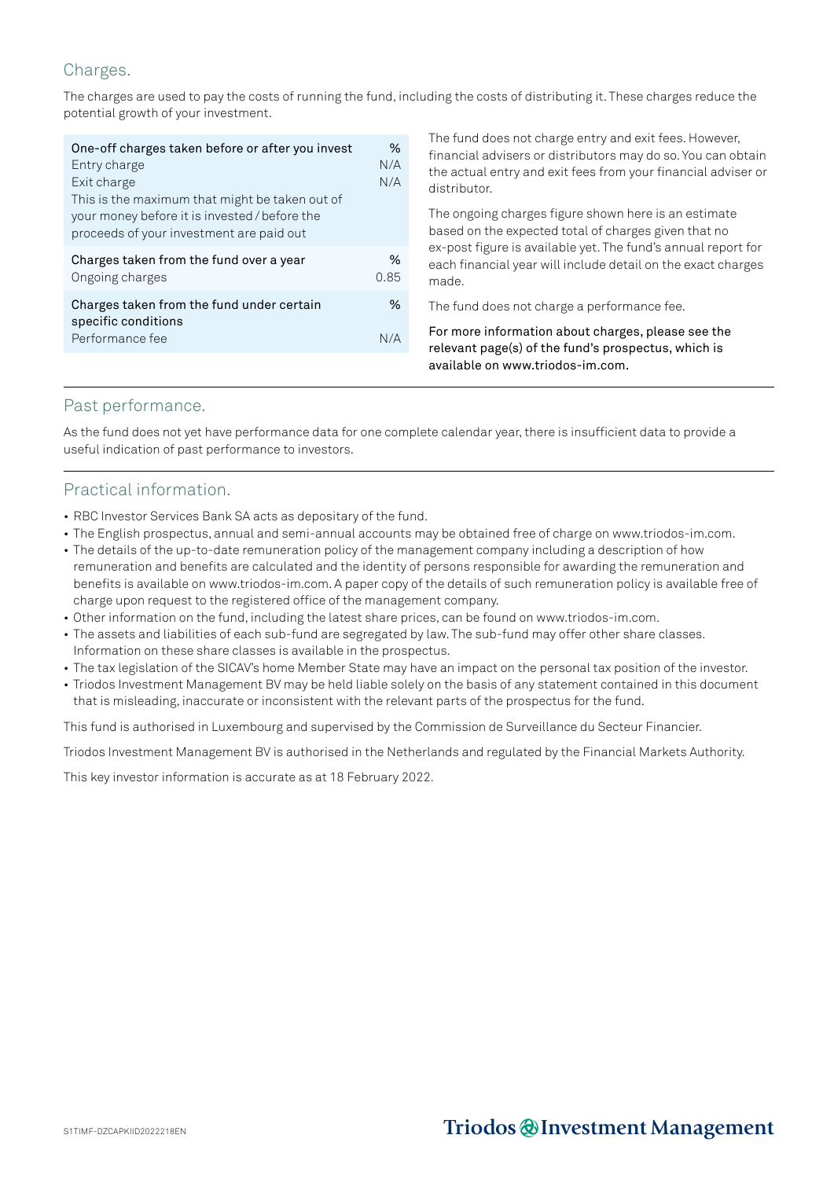## Charges.

The charges are used to pay the costs of running the fund, including the costs of distributing it. These charges reduce the potential growth of your investment.

| | |
|---|---|
| **One-off charges taken before or after you invest** | **%** |
| Entry charge | N/A |
| Exit charge | N/A |
| This is the maximum that might be taken out of your money before it is invested / before the proceeds of your investment are paid out | |
| **Charges taken from the fund over a year** | **%** |
| Ongoing charges | 0.85 |
| **Charges taken from the fund under certain specific conditions** | **%** |
| Performance fee | N/A |

The fund does not charge entry and exit fees. However, financial advisers or distributors may do so. You can obtain the actual entry and exit fees from your financial adviser or distributor.

The ongoing charges figure shown here is an estimate based on the expected total of charges given that no ex-post figure is available yet. The fund's annual report for each financial year will include detail on the exact charges made.

The fund does not charge a performance fee.

For more information about charges, please see the relevant page(s) of the fund's prospectus, which is available on www.triodos-im.com.

## Past performance.

As the fund does not yet have performance data for one complete calendar year, there is insufficient data to provide a useful indication of past performance to investors.

## Practical information.

- RBC Investor Services Bank SA acts as depositary of the fund.
- The English prospectus, annual and semi-annual accounts may be obtained free of charge on www.triodos-im.com.
- The details of the up-to-date remuneration policy of the management company including a description of how remuneration and benefits are calculated and the identity of persons responsible for awarding the remuneration and benefits is available on www.triodos-im.com. A paper copy of the details of such remuneration policy is available free of charge upon request to the registered office of the management company.
- Other information on the fund, including the latest share prices, can be found on www.triodos-im.com.
- The assets and liabilities of each sub-fund are segregated by law. The sub-fund may offer other share classes. Information on these share classes is available in the prospectus.
- The tax legislation of the SICAV's home Member State may have an impact on the personal tax position of the investor.
- Triodos Investment Management BV may be held liable solely on the basis of any statement contained in this document that is misleading, inaccurate or inconsistent with the relevant parts of the prospectus for the fund.

This fund is authorised in Luxembourg and supervised by the Commission de Surveillance du Secteur Financier.

Triodos Investment Management BV is authorised in the Netherlands and regulated by the Financial Markets Authority.

This key investor information is accurate as at 18 February 2022.

S1TIMF-DZCAPKIID2022218EN

Triodos Investment Management